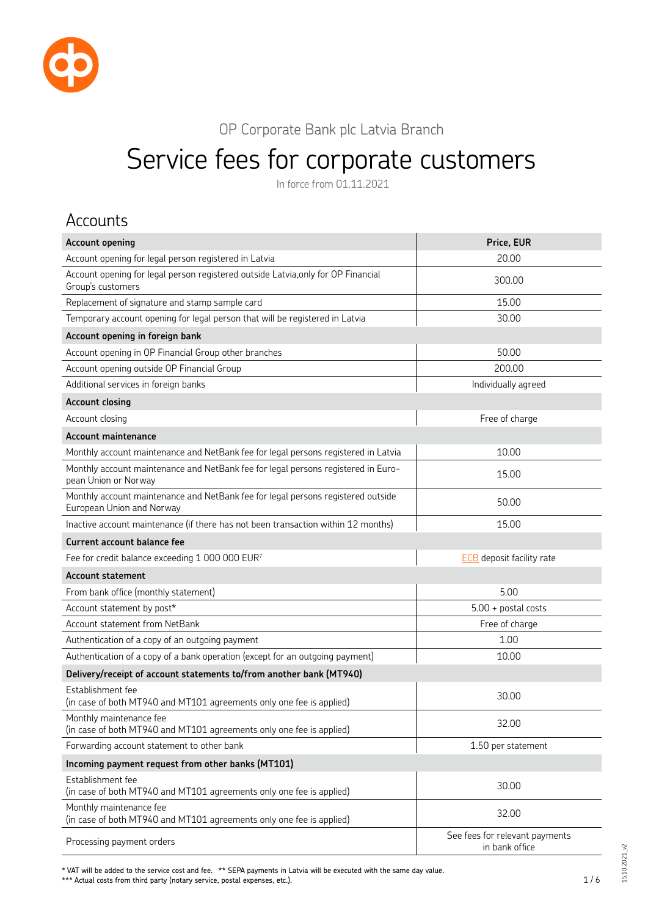OP Corporate Bank plc Latvia Branch

# Service fees for corporate customers

In force from 01.11.2021

## Accounts

| Account opening | Price, EUR |
|---|---|
| Account opening for legal person registered in Latvia | 20.00 |
| Account opening for legal person registered outside Latvia,only for OP Financial Group's customers | 300.00 |
| Replacement of signature and stamp sample card | 15.00 |
| Temporary account opening for legal person that will be registered in Latvia | 30.00 |
| **Account opening in foreign bank** | |
| Account opening in OP Financial Group other branches | 50.00 |
| Account opening outside OP Financial Group | 200.00 |
| Additional services in foreign banks | Individually agreed |
| **Account closing** | |
| Account closing | Free of charge |
| **Account maintenance** | |
| Monthly account maintenance and NetBank fee for legal persons registered in Latvia | 10.00 |
| Monthly account maintenance and NetBank fee for legal persons registered in European Union or Norway | 15.00 |
| Monthly account maintenance and NetBank fee for legal persons registered outside European Union and Norway | 50.00 |
| Inactive account maintenance (if there has not been transaction within 12 months) | 15.00 |
| **Current account balance fee** | |
| Fee for credit balance exceeding 1 000 000 EUR[7] | ECB deposit facility rate |
| **Account statement** | |
| From bank office (monthly statement) | 5.00 |
| Account statement by post* | 5.00 + postal costs |
| Account statement from NetBank | Free of charge |
| Authentication of a copy of an outgoing payment | 1.00 |
| Authentication of a copy of a bank operation (except for an outgoing payment) | 10.00 |
| **Delivery/receipt of account statements to/from another bank (MT940)** | |
| Establishment fee (in case of both MT940 and MT101 agreements only one fee is applied) | 30.00 |
| Monthly maintenance fee (in case of both MT940 and MT101 agreements only one fee is applied) | 32.00 |
| Forwarding account statement to other bank | 1.50 per statement |
| **Incoming payment request from other banks (MT101)** | |
| Establishment fee (in case of both MT940 and MT101 agreements only one fee is applied) | 30.00 |
| Monthly maintenance fee (in case of both MT940 and MT101 agreements only one fee is applied) | 32.00 |
| Processing payment orders | See fees for relevant payments in bank office |

* VAT will be added to the service cost and fee. ** SEPA payments in Latvia will be executed with the same day value.
*** Actual costs from third party (notary service, postal expenses, etc.).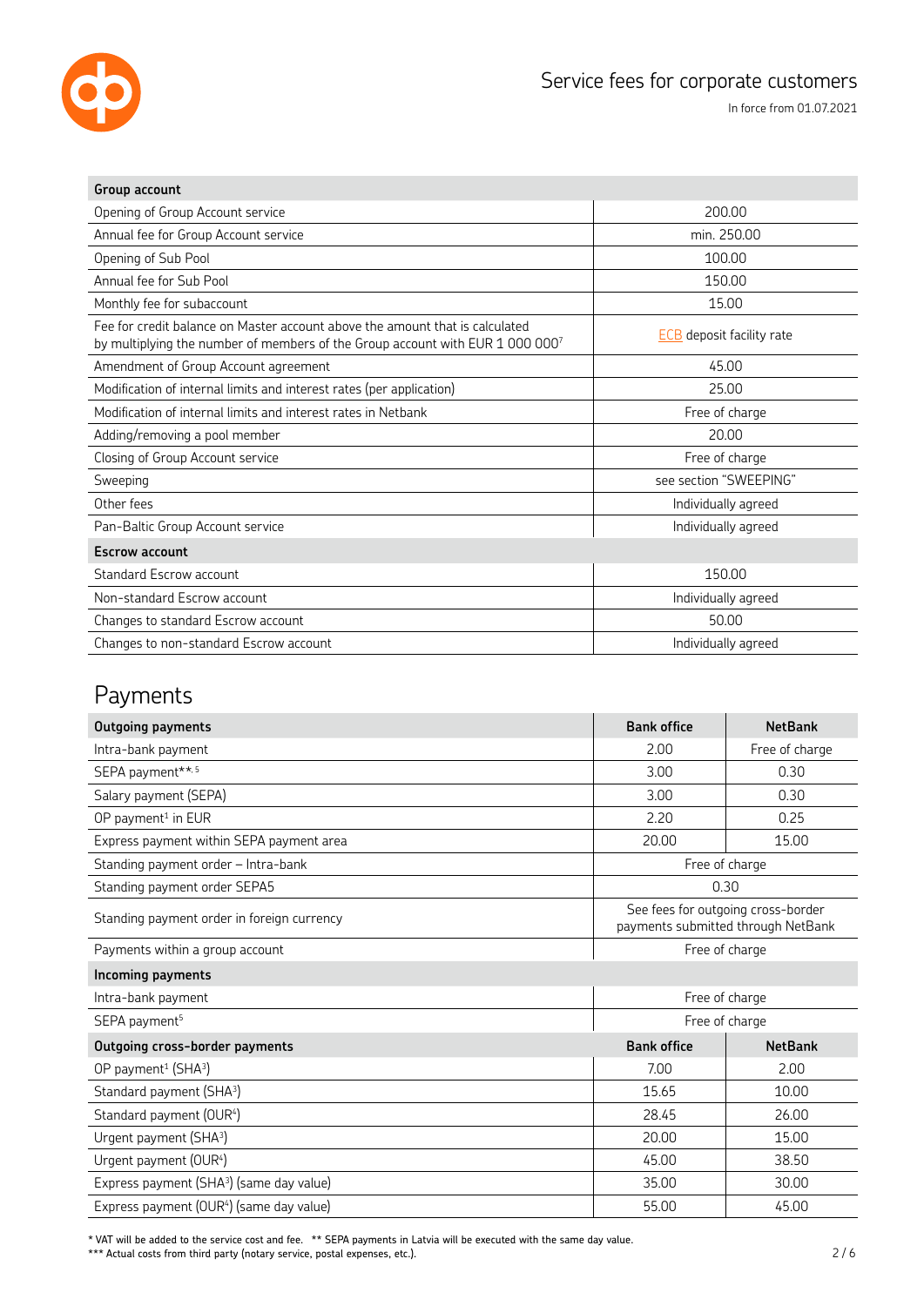| Group account | |
|---|---|
| Opening of Group Account service | 200.00 |
| Annual fee for Group Account service | min. 250.00 |
| Opening of Sub Pool | 100.00 |
| Annual fee for Sub Pool | 150.00 |
| Monthly fee for subaccount | 15.00 |
| Fee for credit balance on Master account above the amount that is calculated by multiplying the number of members of the Group account with EUR 1 000 000[7] | ECB deposit facility rate |
| Amendment of Group Account agreement | 45.00 |
| Modification of internal limits and interest rates (per application) | 25.00 |
| Modification of internal limits and interest rates in Netbank | Free of charge |
| Adding/removing a pool member | 20.00 |
| Closing of Group Account service | Free of charge |
| Sweeping | see section "SWEEPING" |
| Other fees | Individually agreed |
| Pan-Baltic Group Account service | Individually agreed |
| **Escrow account** | |
| Standard Escrow account | 150.00 |
| Non-standard Escrow account | Individually agreed |
| Changes to standard Escrow account | 50.00 |
| Changes to non-standard Escrow account | Individually agreed |

# Payments

| Outgoing payments | Bank office | NetBank |
|---|---|---|
| Intra-bank payment | 2.00 | Free of charge |
| SEPA payment**, 5 | 3.00 | 0.30 |
| Salary payment (SEPA) | 3.00 | 0.30 |
| OP payment[1] in EUR | 2.20 | 0.25 |
| Express payment within SEPA payment area | 20.00 | 15.00 |
| Standing payment order – Intra-bank | Free of charge | |
| Standing payment order SEPA5 | 0.30 | |
| Standing payment order in foreign currency | See fees for outgoing cross-border payments submitted through NetBank | |
| Payments within a group account | Free of charge | |
| **Incoming payments** | | |
| Intra-bank payment | Free of charge | |
| SEPA payment[5] | Free of charge | |
| **Outgoing cross-border payments** | **Bank office** | **NetBank** |
| OP payment[1] (SHA[3]) | 7.00 | 2.00 |
| Standard payment (SHA[3]) | 15.65 | 10.00 |
| Standard payment (OUR[4]) | 28.45 | 26.00 |
| Urgent payment (SHA[3]) | 20.00 | 15.00 |
| Urgent payment (OUR[4]) | 45.00 | 38.50 |
| Express payment (SHA[3]) (same day value) | 35.00 | 30.00 |
| Express payment (OUR[4]) (same day value) | 55.00 | 45.00 |

* VAT will be added to the service cost and fee. ** SEPA payments in Latvia will be executed with the same day value.
*** Actual costs from third party (notary service, postal expenses, etc.).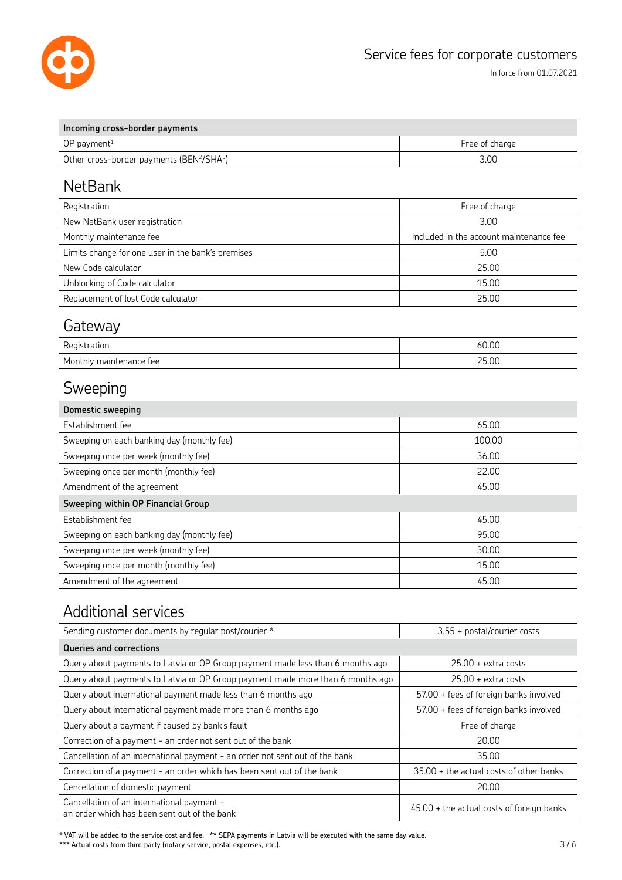| Incoming cross-border payments | |
|---|---|
| OP payment[1] | Free of charge |
| Other cross-border payments (BEN[2]/SHA[3]) | 3.00 |

## NetBank

| | |
|---|---|
| Registration | Free of charge |
| New NetBank user registration | 3.00 |
| Monthly maintenance fee | Included in the account maintenance fee |
| Limits change for one user in the bank's premises | 5.00 |
| New Code calculator | 25.00 |
| Unblocking of Code calculator | 15.00 |
| Replacement of lost Code calculator | 25.00 |

## Gateway

| | |
|---|---|
| Registration | 60.00 |
| Monthly maintenance fee | 25.00 |

## Sweeping

| Domestic sweeping | |
|---|---|
| Establishment fee | 65.00 |
| Sweeping on each banking day (monthly fee) | 100.00 |
| Sweeping once per week (monthly fee) | 36.00 |
| Sweeping once per month (monthly fee) | 22.00 |
| Amendment of the agreement | 45.00 |
| **Sweeping within OP Financial Group** | |
| Establishment fee | 45.00 |
| Sweeping on each banking day (monthly fee) | 95.00 |
| Sweeping once per week (monthly fee) | 30.00 |
| Sweeping once per month (monthly fee) | 15.00 |
| Amendment of the agreement | 45.00 |

## Additional services

| | |
|---|---|
| Sending customer documents by regular post/courier * | 3.55 + postal/courier costs |
| **Queries and corrections** | |
| Query about payments to Latvia or OP Group payment made less than 6 months ago | 25.00 + extra costs |
| Query about payments to Latvia or OP Group payment made more than 6 months ago | 25.00 + extra costs |
| Query about international payment made less than 6 months ago | 57.00 + fees of foreign banks involved |
| Query about international payment made more than 6 months ago | 57.00 + fees of foreign banks involved |
| Query about a payment if caused by bank's fault | Free of charge |
| Correction of a payment - an order not sent out of the bank | 20.00 |
| Cancellation of an international payment - an order not sent out of the bank | 35.00 |
| Correction of a payment - an order which has been sent out of the bank | 35.00 + the actual costs of other banks |
| Cencellation of domestic payment | 20.00 |
| Cancellation of an international payment - an order which has been sent out of the bank | 45.00 + the actual costs of foreign banks |

\* VAT will be added to the service cost and fee. ** SEPA payments in Latvia will be executed with the same day value.
*** Actual costs from third party (notary service, postal expenses, etc.).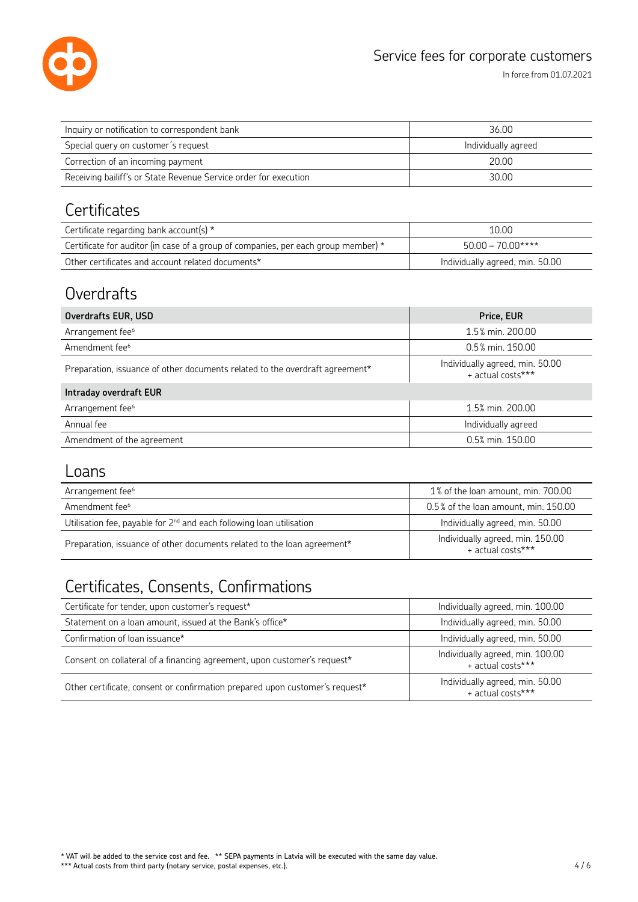| | |
|---|---|
| Inquiry or notification to correspondent bank | 36.00 |
| Special query on customer´s request | Individually agreed |
| Correction of an incoming payment | 20.00 |
| Receiving bailiff's or State Revenue Service order for execution | 30.00 |

## Certificates

| | |
|---|---|
| Certificate regarding bank account(s) * | 10.00 |
| Certificate for auditor (in case of a group of companies, per each group member) * | 50.00 – 70.00**** |
| Other certificates and account related documents* | Individually agreed, min. 50.00 |

## Overdrafts

| **Overdrafts EUR, USD** | **Price, EUR** |
|---|---|
| Arrangement fee[6] | 1.5% min. 200.00 |
| Amendment fee[6] | 0.5% min. 150.00 |
| Preparation, issuance of other documents related to the overdraft agreement* | Individually agreed, min. 50.00 + actual costs*** |
| **Intraday overdraft EUR** | |
| Arrangement fee[6] | 1.5% min. 200.00 |
| Annual fee | Individually agreed |
| Amendment of the agreement | 0.5% min. 150.00 |

## Loans

| | |
|---|---|
| Arrangement fee[6] | 1% of the loan amount, min. 700.00 |
| Amendment fee[6] | 0.5% of the loan amount, min. 150.00 |
| Utilisation fee, payable for 2nd and each following loan utilisation | Individually agreed, min. 50.00 |
| Preparation, issuance of other documents related to the loan agreement* | Individually agreed, min. 150.00 + actual costs*** |

## Certificates, Consents, Confirmations

| | |
|---|---|
| Certificate for tender, upon customer's request* | Individually agreed, min. 100.00 |
| Statement on a loan amount, issued at the Bank's office* | Individually agreed, min. 50.00 |
| Confirmation of loan issuance* | Individually agreed, min. 50.00 |
| Consent on collateral of a financing agreement, upon customer's request* | Individually agreed, min. 100.00 + actual costs*** |
| Other certificate, consent or confirmation prepared upon customer's request* | Individually agreed, min. 50.00 + actual costs*** |

\* VAT will be added to the service cost and fee. ** SEPA payments in Latvia will be executed with the same day value.
*** Actual costs from third party (notary service, postal expenses, etc.).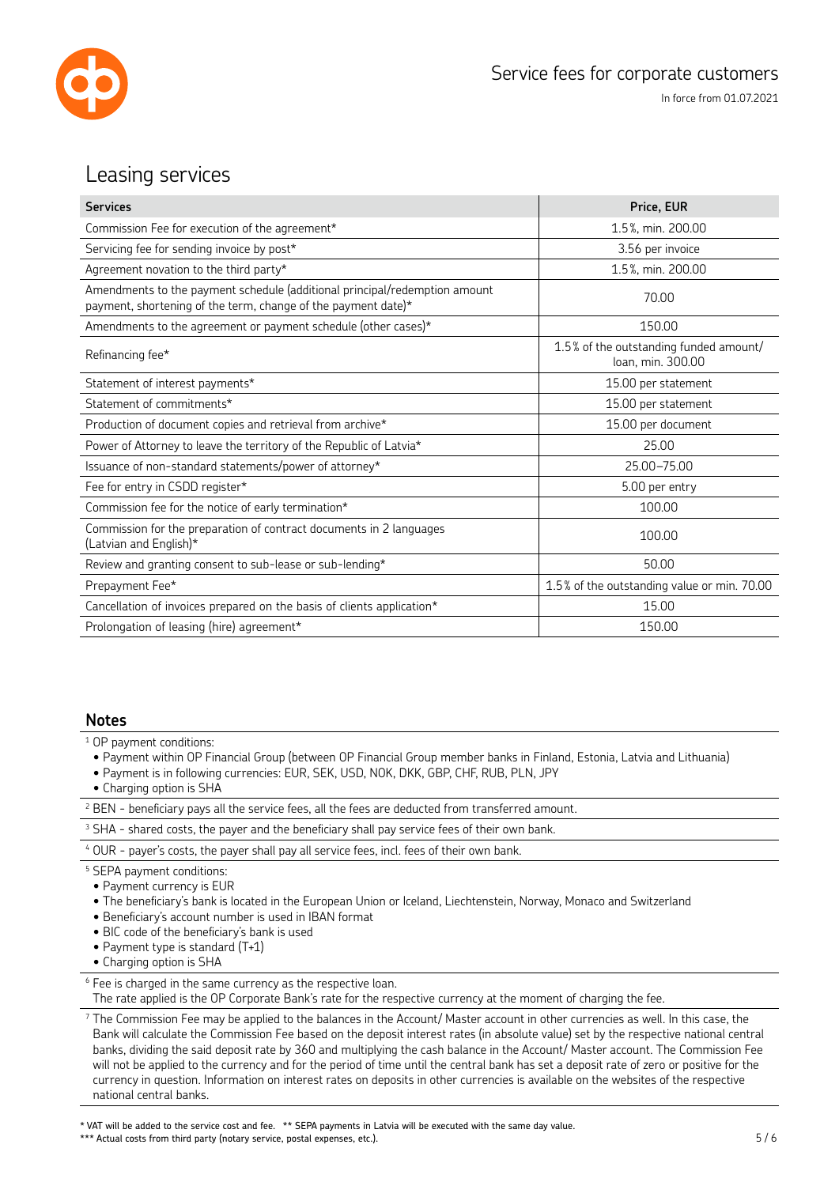## Leasing services

| Services | Price, EUR |
|---|---|
| Commission Fee for execution of the agreement* | 1.5%, min. 200.00 |
| Servicing fee for sending invoice by post* | 3.56 per invoice |
| Agreement novation to the third party* | 1.5%, min. 200.00 |
| Amendments to the payment schedule (additional principal/redemption amount payment, shortening of the term, change of the payment date)* | 70.00 |
| Amendments to the agreement or payment schedule (other cases)* | 150.00 |
| Refinancing fee* | 1.5% of the outstanding funded amount/ loan, min. 300.00 |
| Statement of interest payments* | 15.00 per statement |
| Statement of commitments* | 15.00 per statement |
| Production of document copies and retrieval from archive* | 15.00 per document |
| Power of Attorney to leave the territory of the Republic of Latvia* | 25.00 |
| Issuance of non-standard statements/power of attorney* | 25.00–75.00 |
| Fee for entry in CSDD register* | 5.00 per entry |
| Commission fee for the notice of early termination* | 100.00 |
| Commission for the preparation of contract documents in 2 languages (Latvian and English)* | 100.00 |
| Review and granting consent to sub-lease or sub-lending* | 50.00 |
| Prepayment Fee* | 1.5% of the outstanding value or min. 70.00 |
| Cancellation of invoices prepared on the basis of clients application* | 15.00 |
| Prolongation of leasing (hire) agreement* | 150.00 |

### Notes

[1] OP payment conditions:
- Payment within OP Financial Group (between OP Financial Group member banks in Finland, Estonia, Latvia and Lithuania)
- Payment is in following currencies: EUR, SEK, USD, NOK, DKK, GBP, CHF, RUB, PLN, JPY
- Charging option is SHA

[2] BEN - beneficiary pays all the service fees, all the fees are deducted from transferred amount.

[3] SHA - shared costs, the payer and the beneficiary shall pay service fees of their own bank.

[4] OUR - payer's costs, the payer shall pay all service fees, incl. fees of their own bank.

[5] SEPA payment conditions:
- Payment currency is EUR
- The beneficiary's bank is located in the European Union or Iceland, Liechtenstein, Norway, Monaco and Switzerland
- Beneficiary's account number is used in IBAN format
- BIC code of the beneficiary's bank is used
- Payment type is standard (T+1)
- Charging option is SHA

[6] Fee is charged in the same currency as the respective loan.
The rate applied is the OP Corporate Bank's rate for the respective currency at the moment of charging the fee.

[7] The Commission Fee may be applied to the balances in the Account/ Master account in other currencies as well. In this case, the Bank will calculate the Commission Fee based on the deposit interest rates (in absolute value) set by the respective national central banks, dividing the said deposit rate by 360 and multiplying the cash balance in the Account/ Master account. The Commission Fee will not be applied to the currency and for the period of time until the central bank has set a deposit rate of zero or positive for the currency in question. Information on interest rates on deposits in other currencies is available on the websites of the respective national central banks.

\* VAT will be added to the service cost and fee. ** SEPA payments in Latvia will be executed with the same day value.
*** Actual costs from third party (notary service, postal expenses, etc.).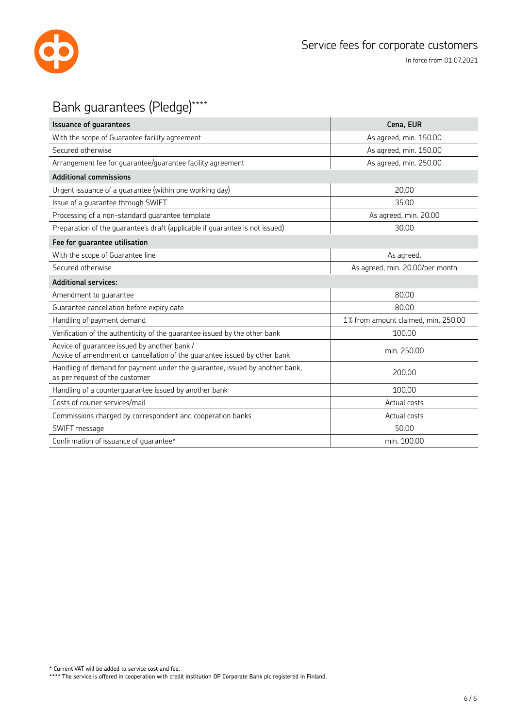# Bank guarantees (Pledge)****

| Issuance of guarantees | Cena, EUR |
|---|---|
| With the scope of Guarantee facility agreement | As agreed, min. 150.00 |
| Secured otherwise | As agreed, min. 150.00 |
| Arrangement fee for guarantee/guarantee facility agreement | As agreed, min. 250.00 |
| **Additional commissions** | |
| Urgent issuance of a guarantee (within one working day) | 20.00 |
| Issue of a guarantee through SWIFT | 35.00 |
| Processing of a non-standard guarantee template | As agreed, min. 20.00 |
| Preparation of the guarantee's draft (applicable if guarantee is not issued) | 30.00 |
| **Fee for guarantee utilisation** | |
| With the scope of Guarantee line | As agreed, |
| Secured otherwise | As agreed, min. 20.00/per month |
| **Additional services:** | |
| Amendment to guarantee | 80.00 |
| Guarantee cancellation before expiry date | 80.00 |
| Handling of payment demand | 1% from amount claimed, min. 250.00 |
| Verification of the authenticity of the guarantee issued by the other bank | 100.00 |
| Advice of guarantee issued by another bank / Advice of amendment or cancellation of the guarantee issued by other bank | min. 250.00 |
| Handling of demand for payment under the guarantee, issued by another bank, as per request of the customer | 200.00 |
| Handling of a counterguarantee issued by another bank | 100.00 |
| Costs of courier services/mail | Actual costs |
| Commissions charged by correspondent and cooperation banks | Actual costs |
| SWIFT message | 50.00 |
| Confirmation of issuance of guarantee* | min. 100.00 |

* Current VAT will be added to service cost and fee.

**** The service is offered in cooperation with credit institution OP Corporate Bank plc registered in Finland.